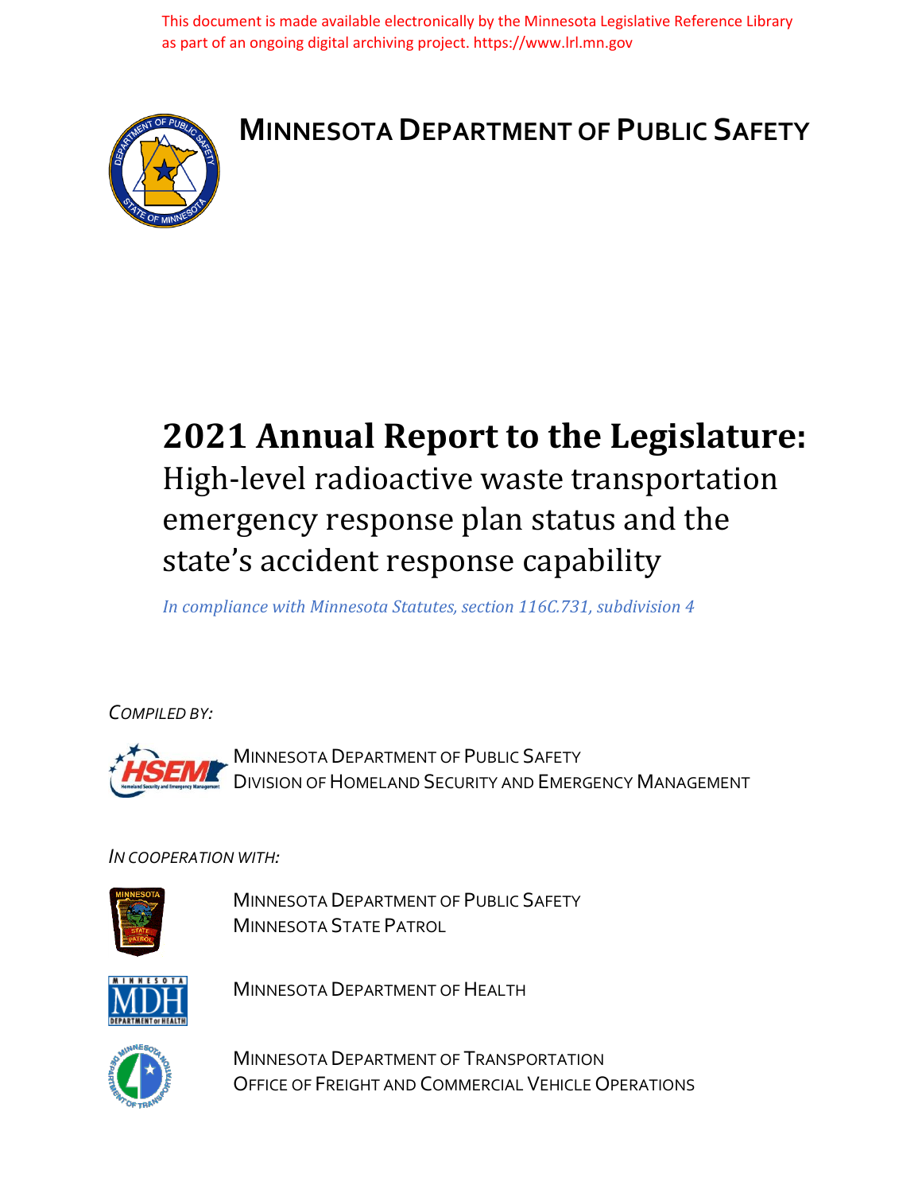This document is made available electronically by the Minnesota Legislative Reference Library as part of an ongoing digital archiving project. https://www.lrl.mn.gov

# MINNESOTA DEPARTMENT OF PUBLIC SAFETY

# 2021 Annual Report to the Legislature:

## High-level radioactive waste transportation emergency response plan status and the state's accident response capability

*In compliance with Minnesota Statutes, section 116C.731, subdivision 4*

*COMPILED BY:*

MINNESOTA DEPARTMENT OF PUBLIC SAFETY
DIVISION OF HOMELAND SECURITY AND EMERGENCY MANAGEMENT

*IN COOPERATION WITH:*

MINNESOTA DEPARTMENT OF PUBLIC SAFETY
MINNESOTA STATE PATROL

MINNESOTA DEPARTMENT OF HEALTH

MINNESOTA DEPARTMENT OF TRANSPORTATION
OFFICE OF FREIGHT AND COMMERCIAL VEHICLE OPERATIONS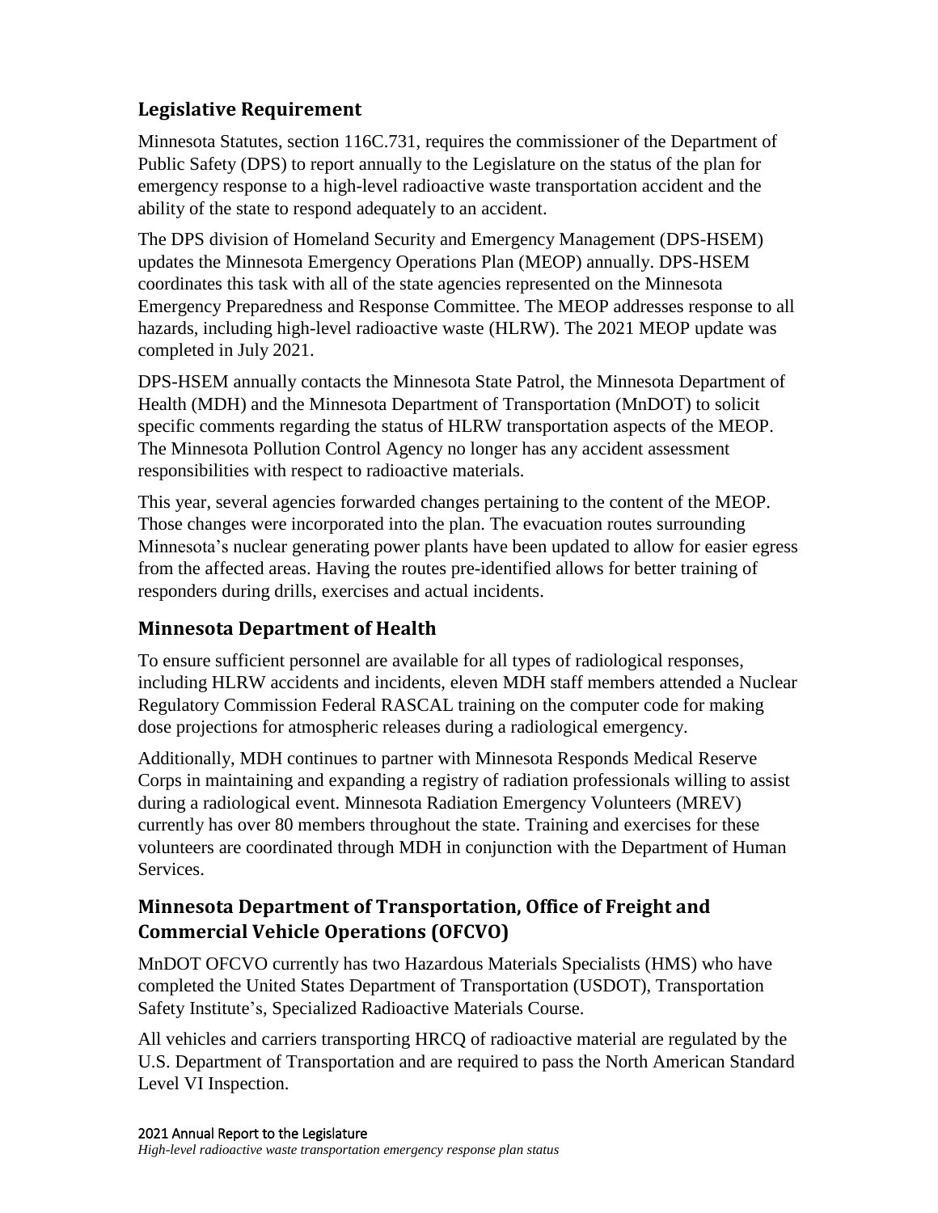## Legislative Requirement

Minnesota Statutes, section 116C.731, requires the commissioner of the Department of Public Safety (DPS) to report annually to the Legislature on the status of the plan for emergency response to a high-level radioactive waste transportation accident and the ability of the state to respond adequately to an accident.

The DPS division of Homeland Security and Emergency Management (DPS-HSEM) updates the Minnesota Emergency Operations Plan (MEOP) annually. DPS-HSEM coordinates this task with all of the state agencies represented on the Minnesota Emergency Preparedness and Response Committee. The MEOP addresses response to all hazards, including high-level radioactive waste (HLRW). The 2021 MEOP update was completed in July 2021.

DPS-HSEM annually contacts the Minnesota State Patrol, the Minnesota Department of Health (MDH) and the Minnesota Department of Transportation (MnDOT) to solicit specific comments regarding the status of HLRW transportation aspects of the MEOP. The Minnesota Pollution Control Agency no longer has any accident assessment responsibilities with respect to radioactive materials.

This year, several agencies forwarded changes pertaining to the content of the MEOP. Those changes were incorporated into the plan. The evacuation routes surrounding Minnesota's nuclear generating power plants have been updated to allow for easier egress from the affected areas. Having the routes pre-identified allows for better training of responders during drills, exercises and actual incidents.

## Minnesota Department of Health

To ensure sufficient personnel are available for all types of radiological responses, including HLRW accidents and incidents, eleven MDH staff members attended a Nuclear Regulatory Commission Federal RASCAL training on the computer code for making dose projections for atmospheric releases during a radiological emergency.

Additionally, MDH continues to partner with Minnesota Responds Medical Reserve Corps in maintaining and expanding a registry of radiation professionals willing to assist during a radiological event. Minnesota Radiation Emergency Volunteers (MREV) currently has over 80 members throughout the state. Training and exercises for these volunteers are coordinated through MDH in conjunction with the Department of Human Services.

## Minnesota Department of Transportation, Office of Freight and Commercial Vehicle Operations (OFCVO)

MnDOT OFCVO currently has two Hazardous Materials Specialists (HMS) who have completed the United States Department of Transportation (USDOT), Transportation Safety Institute's, Specialized Radioactive Materials Course.

All vehicles and carriers transporting HRCQ of radioactive material are regulated by the U.S. Department of Transportation and are required to pass the North American Standard Level VI Inspection.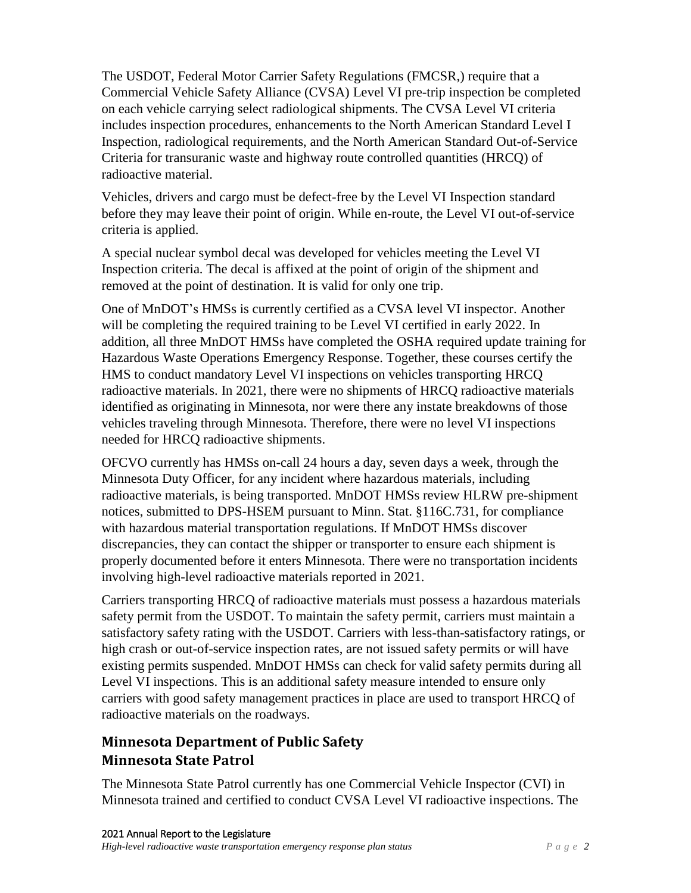The USDOT, Federal Motor Carrier Safety Regulations (FMCSR,) require that a Commercial Vehicle Safety Alliance (CVSA) Level VI pre-trip inspection be completed on each vehicle carrying select radiological shipments. The CVSA Level VI criteria includes inspection procedures, enhancements to the North American Standard Level I Inspection, radiological requirements, and the North American Standard Out-of-Service Criteria for transuranic waste and highway route controlled quantities (HRCQ) of radioactive material.

Vehicles, drivers and cargo must be defect-free by the Level VI Inspection standard before they may leave their point of origin. While en-route, the Level VI out-of-service criteria is applied.

A special nuclear symbol decal was developed for vehicles meeting the Level VI Inspection criteria. The decal is affixed at the point of origin of the shipment and removed at the point of destination. It is valid for only one trip.

One of MnDOT's HMSs is currently certified as a CVSA level VI inspector. Another will be completing the required training to be Level VI certified in early 2022. In addition, all three MnDOT HMSs have completed the OSHA required update training for Hazardous Waste Operations Emergency Response. Together, these courses certify the HMS to conduct mandatory Level VI inspections on vehicles transporting HRCQ radioactive materials. In 2021, there were no shipments of HRCQ radioactive materials identified as originating in Minnesota, nor were there any instate breakdowns of those vehicles traveling through Minnesota. Therefore, there were no level VI inspections needed for HRCQ radioactive shipments.

OFCVO currently has HMSs on-call 24 hours a day, seven days a week, through the Minnesota Duty Officer, for any incident where hazardous materials, including radioactive materials, is being transported. MnDOT HMSs review HLRW pre-shipment notices, submitted to DPS-HSEM pursuant to Minn. Stat. §116C.731, for compliance with hazardous material transportation regulations. If MnDOT HMSs discover discrepancies, they can contact the shipper or transporter to ensure each shipment is properly documented before it enters Minnesota. There were no transportation incidents involving high-level radioactive materials reported in 2021.

Carriers transporting HRCQ of radioactive materials must possess a hazardous materials safety permit from the USDOT. To maintain the safety permit, carriers must maintain a satisfactory safety rating with the USDOT. Carriers with less-than-satisfactory ratings, or high crash or out-of-service inspection rates, are not issued safety permits or will have existing permits suspended. MnDOT HMSs can check for valid safety permits during all Level VI inspections. This is an additional safety measure intended to ensure only carriers with good safety management practices in place are used to transport HRCQ of radioactive materials on the roadways.

## Minnesota Department of Public Safety
## Minnesota State Patrol

The Minnesota State Patrol currently has one Commercial Vehicle Inspector (CVI) in Minnesota trained and certified to conduct CVSA Level VI radioactive inspections. The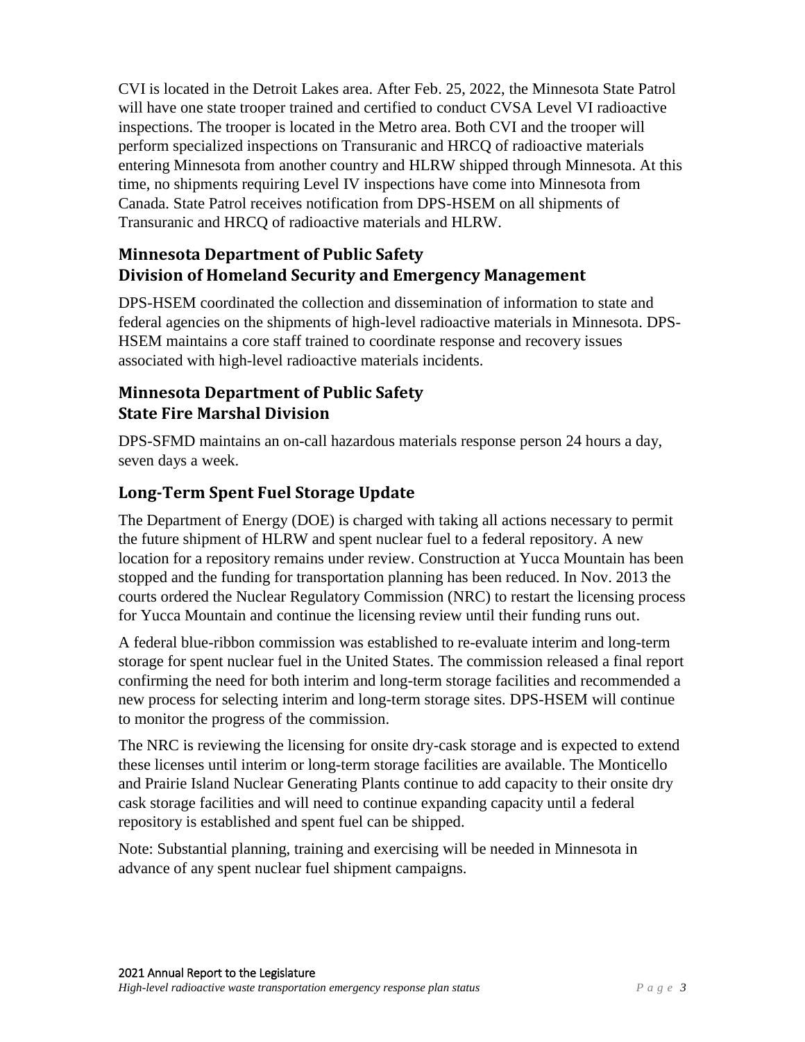CVI is located in the Detroit Lakes area. After Feb. 25, 2022, the Minnesota State Patrol will have one state trooper trained and certified to conduct CVSA Level VI radioactive inspections. The trooper is located in the Metro area. Both CVI and the trooper will perform specialized inspections on Transuranic and HRCQ of radioactive materials entering Minnesota from another country and HLRW shipped through Minnesota. At this time, no shipments requiring Level IV inspections have come into Minnesota from Canada. State Patrol receives notification from DPS-HSEM on all shipments of Transuranic and HRCQ of radioactive materials and HLRW.

## Minnesota Department of Public Safety Division of Homeland Security and Emergency Management

DPS-HSEM coordinated the collection and dissemination of information to state and federal agencies on the shipments of high-level radioactive materials in Minnesota. DPS-HSEM maintains a core staff trained to coordinate response and recovery issues associated with high-level radioactive materials incidents.

## Minnesota Department of Public Safety State Fire Marshal Division

DPS-SFMD maintains an on-call hazardous materials response person 24 hours a day, seven days a week.

## Long-Term Spent Fuel Storage Update

The Department of Energy (DOE) is charged with taking all actions necessary to permit the future shipment of HLRW and spent nuclear fuel to a federal repository. A new location for a repository remains under review. Construction at Yucca Mountain has been stopped and the funding for transportation planning has been reduced. In Nov. 2013 the courts ordered the Nuclear Regulatory Commission (NRC) to restart the licensing process for Yucca Mountain and continue the licensing review until their funding runs out.

A federal blue-ribbon commission was established to re-evaluate interim and long-term storage for spent nuclear fuel in the United States. The commission released a final report confirming the need for both interim and long-term storage facilities and recommended a new process for selecting interim and long-term storage sites. DPS-HSEM will continue to monitor the progress of the commission.

The NRC is reviewing the licensing for onsite dry-cask storage and is expected to extend these licenses until interim or long-term storage facilities are available. The Monticello and Prairie Island Nuclear Generating Plants continue to add capacity to their onsite dry cask storage facilities and will need to continue expanding capacity until a federal repository is established and spent fuel can be shipped.

Note: Substantial planning, training and exercising will be needed in Minnesota in advance of any spent nuclear fuel shipment campaigns.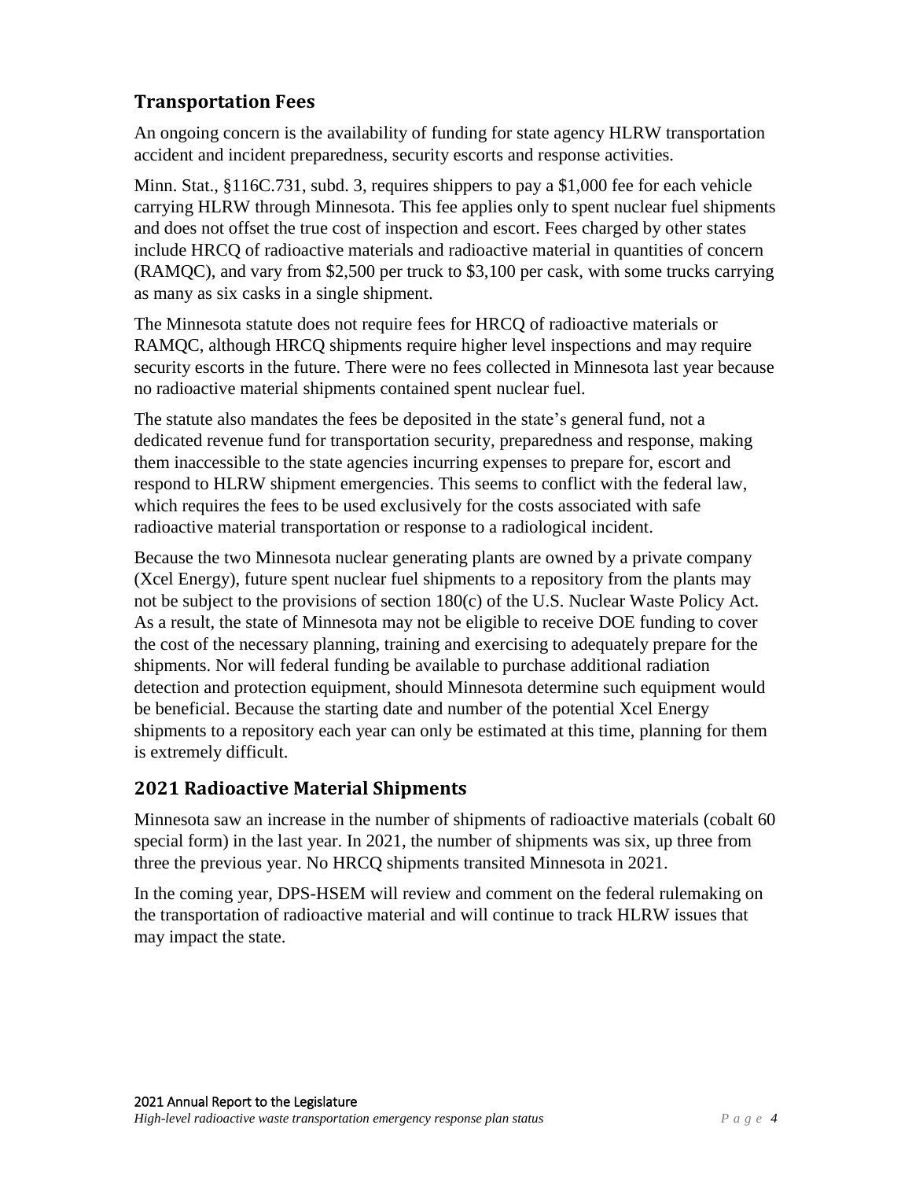## Transportation Fees

An ongoing concern is the availability of funding for state agency HLRW transportation accident and incident preparedness, security escorts and response activities.

Minn. Stat., §116C.731, subd. 3, requires shippers to pay a $1,000 fee for each vehicle carrying HLRW through Minnesota. This fee applies only to spent nuclear fuel shipments and does not offset the true cost of inspection and escort. Fees charged by other states include HRCQ of radioactive materials and radioactive material in quantities of concern (RAMQC), and vary from $2,500 per truck to $3,100 per cask, with some trucks carrying as many as six casks in a single shipment.

The Minnesota statute does not require fees for HRCQ of radioactive materials or RAMQC, although HRCQ shipments require higher level inspections and may require security escorts in the future. There were no fees collected in Minnesota last year because no radioactive material shipments contained spent nuclear fuel.

The statute also mandates the fees be deposited in the state's general fund, not a dedicated revenue fund for transportation security, preparedness and response, making them inaccessible to the state agencies incurring expenses to prepare for, escort and respond to HLRW shipment emergencies. This seems to conflict with the federal law, which requires the fees to be used exclusively for the costs associated with safe radioactive material transportation or response to a radiological incident.

Because the two Minnesota nuclear generating plants are owned by a private company (Xcel Energy), future spent nuclear fuel shipments to a repository from the plants may not be subject to the provisions of section 180(c) of the U.S. Nuclear Waste Policy Act. As a result, the state of Minnesota may not be eligible to receive DOE funding to cover the cost of the necessary planning, training and exercising to adequately prepare for the shipments. Nor will federal funding be available to purchase additional radiation detection and protection equipment, should Minnesota determine such equipment would be beneficial. Because the starting date and number of the potential Xcel Energy shipments to a repository each year can only be estimated at this time, planning for them is extremely difficult.

## 2021 Radioactive Material Shipments

Minnesota saw an increase in the number of shipments of radioactive materials (cobalt 60 special form) in the last year. In 2021, the number of shipments was six, up three from three the previous year. No HRCQ shipments transited Minnesota in 2021.

In the coming year, DPS-HSEM will review and comment on the federal rulemaking on the transportation of radioactive material and will continue to track HLRW issues that may impact the state.